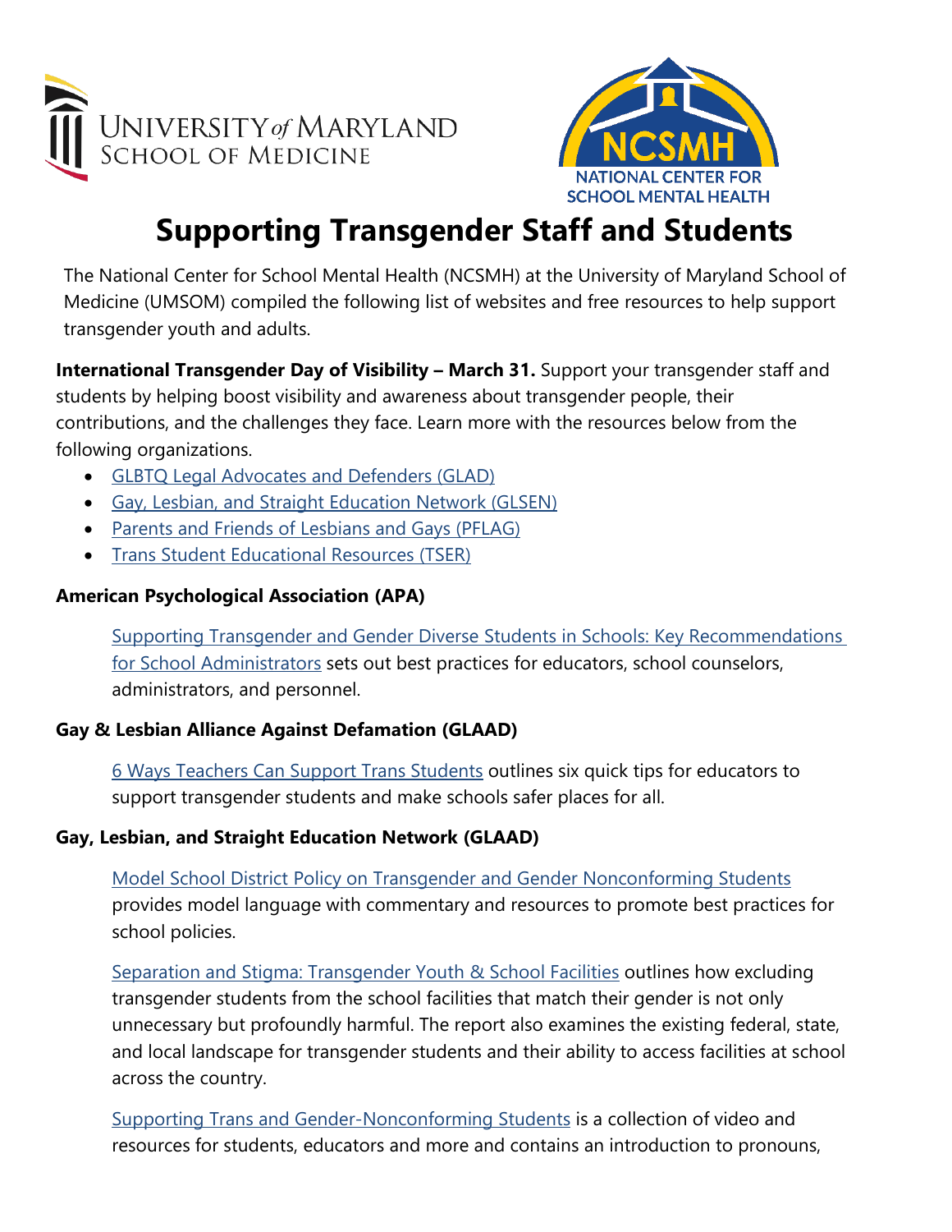# Supporting Transgender Staff and Students

The National Center for School Mental Health (NCSMH) at the University of Maryland School of Medicine (UMSOM) compiled the following list of websites and free resources to help support transgender youth and adults.

**International Transgender Day of Visibility – March 31.** Support your transgender staff and students by helping boost visibility and awareness about transgender people, their contributions, and the challenges they face. Learn more with the resources below from the following organizations.

- GLBTQ Legal Advocates and Defenders (GLAD)
- Gay, Lesbian, and Straight Education Network (GLSEN)
- Parents and Friends of Lesbians and Gays (PFLAG)
- Trans Student Educational Resources (TSER)

**American Psychological Association (APA)**

Supporting Transgender and Gender Diverse Students in Schools: Key Recommendations for School Administrators sets out best practices for educators, school counselors, administrators, and personnel.

**Gay & Lesbian Alliance Against Defamation (GLAAD)**

6 Ways Teachers Can Support Trans Students outlines six quick tips for educators to support transgender students and make schools safer places for all.

**Gay, Lesbian, and Straight Education Network (GLAAD)**

Model School District Policy on Transgender and Gender Nonconforming Students provides model language with commentary and resources to promote best practices for school policies.

Separation and Stigma: Transgender Youth & School Facilities outlines how excluding transgender students from the school facilities that match their gender is not only unnecessary but profoundly harmful. The report also examines the existing federal, state, and local landscape for transgender students and their ability to access facilities at school across the country.

Supporting Trans and Gender-Nonconforming Students is a collection of video and resources for students, educators and more and contains an introduction to pronouns,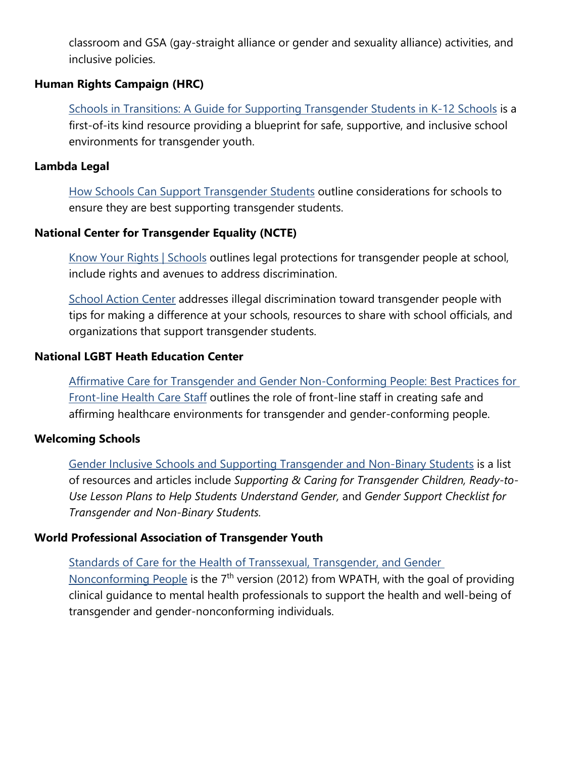classroom and GSA (gay-straight alliance or gender and sexuality alliance) activities, and inclusive policies.

**Human Rights Campaign (HRC)**

Schools in Transitions: A Guide for Supporting Transgender Students in K-12 Schools is a first-of-its kind resource providing a blueprint for safe, supportive, and inclusive school environments for transgender youth.

**Lambda Legal**

How Schools Can Support Transgender Students outline considerations for schools to ensure they are best supporting transgender students.

**National Center for Transgender Equality (NCTE)**

Know Your Rights | Schools outlines legal protections for transgender people at school, include rights and avenues to address discrimination.

School Action Center addresses illegal discrimination toward transgender people with tips for making a difference at your schools, resources to share with school officials, and organizations that support transgender students.

**National LGBT Heath Education Center**

Affirmative Care for Transgender and Gender Non-Conforming People: Best Practices for Front-line Health Care Staff outlines the role of front-line staff in creating safe and affirming healthcare environments for transgender and gender-conforming people.

**Welcoming Schools**

Gender Inclusive Schools and Supporting Transgender and Non-Binary Students is a list of resources and articles include *Supporting & Caring for Transgender Children, Ready-to-Use Lesson Plans to Help Students Understand Gender,* and *Gender Support Checklist for Transgender and Non-Binary Students.*

**World Professional Association of Transgender Youth**

Standards of Care for the Health of Transsexual, Transgender, and Gender Nonconforming People is the 7th version (2012) from WPATH, with the goal of providing clinical guidance to mental health professionals to support the health and well-being of transgender and gender-nonconforming individuals.